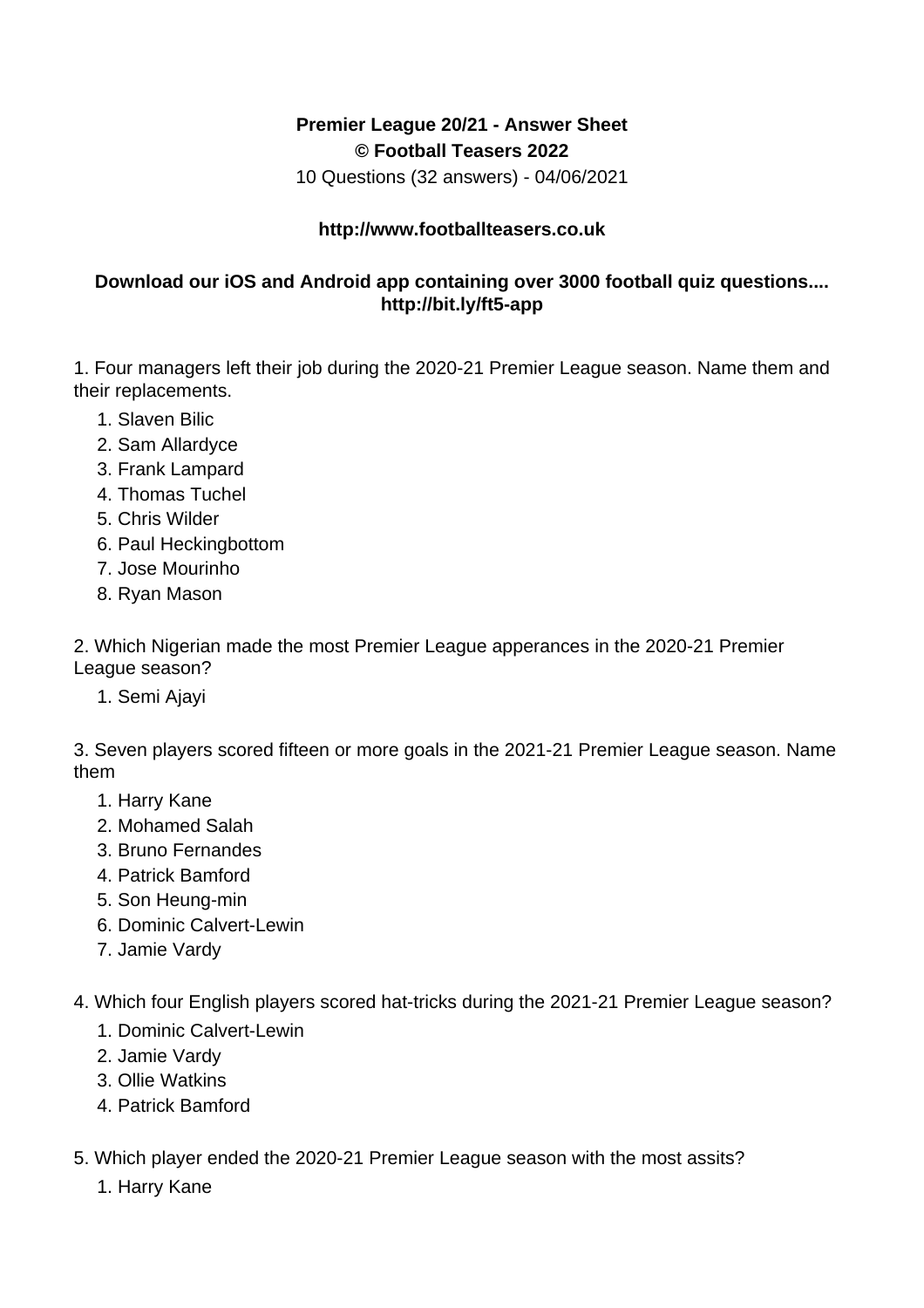**Premier League 20/21 - Answer Sheet**
**© Football Teasers 2022**
10 Questions (32 answers) - 04/06/2021

**http://www.footballteasers.co.uk**

**Download our iOS and Android app containing over 3000 football quiz questions.... http://bit.ly/ft5-app**

1. Four managers left their job during the 2020-21 Premier League season. Name them and their replacements.
    1. Slaven Bilic
    2. Sam Allardyce
    3. Frank Lampard
    4. Thomas Tuchel
    5. Chris Wilder
    6. Paul Heckingbottom
    7. Jose Mourinho
    8. Ryan Mason

2. Which Nigerian made the most Premier League apperances in the 2020-21 Premier League season?
    1. Semi Ajayi

3. Seven players scored fifteen or more goals in the 2021-21 Premier League season. Name them
    1. Harry Kane
    2. Mohamed Salah
    3. Bruno Fernandes
    4. Patrick Bamford
    5. Son Heung-min
    6. Dominic Calvert-Lewin
    7. Jamie Vardy

4. Which four English players scored hat-tricks during the 2021-21 Premier League season?
    1. Dominic Calvert-Lewin
    2. Jamie Vardy
    3. Ollie Watkins
    4. Patrick Bamford

5. Which player ended the 2020-21 Premier League season with the most assits?
    1. Harry Kane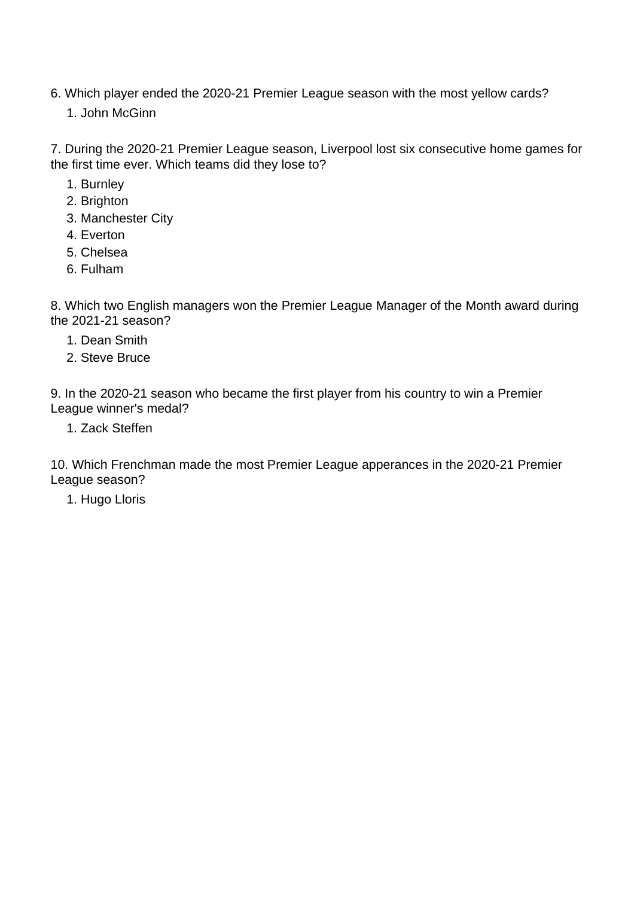6. Which player ended the 2020-21 Premier League season with the most yellow cards?

   1. John McGinn

7. During the 2020-21 Premier League season, Liverpool lost six consecutive home games for the first time ever. Which teams did they lose to?

   1. Burnley
   2. Brighton
   3. Manchester City
   4. Everton
   5. Chelsea
   6. Fulham

8. Which two English managers won the Premier League Manager of the Month award during the 2021-21 season?

   1. Dean Smith
   2. Steve Bruce

9. In the 2020-21 season who became the first player from his country to win a Premier League winner's medal?

   1. Zack Steffen

10. Which Frenchman made the most Premier League apperances in the 2020-21 Premier League season?

    1. Hugo Lloris